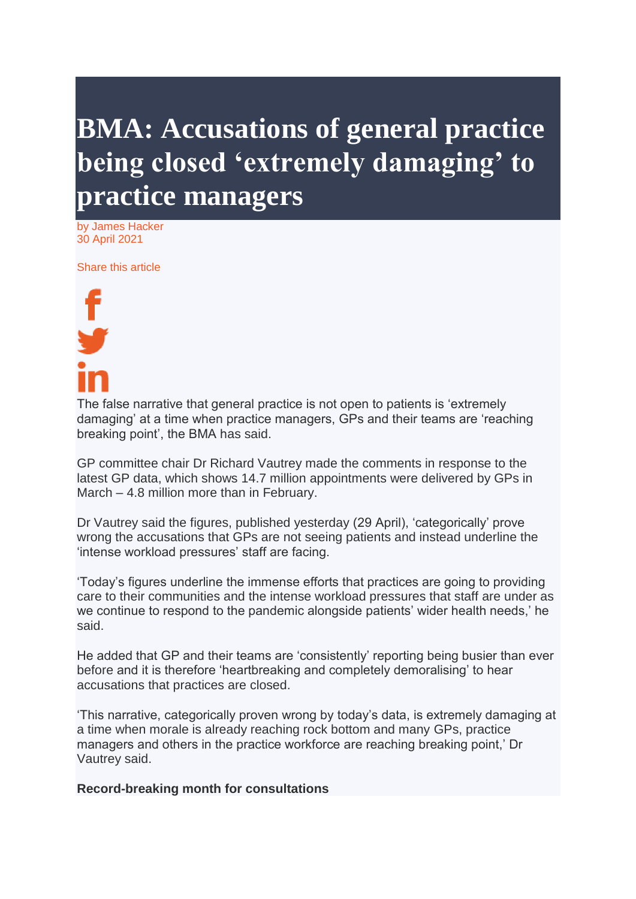# BMA: Accusations of general practice being closed 'extremely damaging' to practice managers

by James Hacker
30 April 2021

Share this article

The false narrative that general practice is not open to patients is 'extremely damaging' at a time when practice managers, GPs and their teams are 'reaching breaking point', the BMA has said.

GP committee chair Dr Richard Vautrey made the comments in response to the latest GP data, which shows 14.7 million appointments were delivered by GPs in March – 4.8 million more than in February.

Dr Vautrey said the figures, published yesterday (29 April), 'categorically' prove wrong the accusations that GPs are not seeing patients and instead underline the 'intense workload pressures' staff are facing.

'Today's figures underline the immense efforts that practices are going to providing care to their communities and the intense workload pressures that staff are under as we continue to respond to the pandemic alongside patients' wider health needs,' he said.

He added that GP and their teams are 'consistently' reporting being busier than ever before and it is therefore 'heartbreaking and completely demoralising' to hear accusations that practices are closed.

'This narrative, categorically proven wrong by today's data, is extremely damaging at a time when morale is already reaching rock bottom and many GPs, practice managers and others in the practice workforce are reaching breaking point,' Dr Vautrey said.

**Record-breaking month for consultations**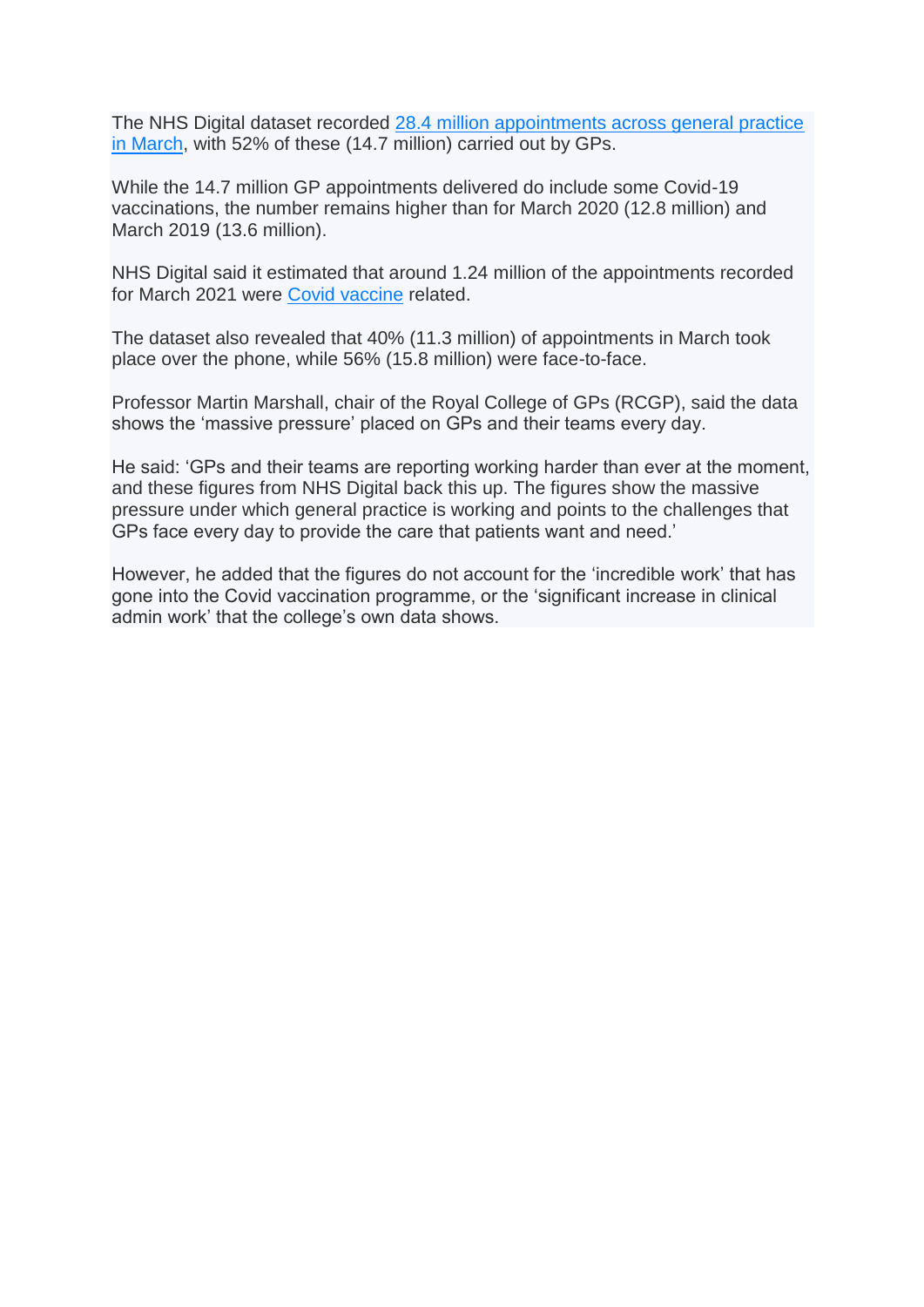The NHS Digital dataset recorded [28.4 million appointments across general practice in March](), with 52% of these (14.7 million) carried out by GPs.

While the 14.7 million GP appointments delivered do include some Covid-19 vaccinations, the number remains higher than for March 2020 (12.8 million) and March 2019 (13.6 million).

NHS Digital said it estimated that around 1.24 million of the appointments recorded for March 2021 were [Covid vaccine]() related.

The dataset also revealed that 40% (11.3 million) of appointments in March took place over the phone, while 56% (15.8 million) were face-to-face.

Professor Martin Marshall, chair of the Royal College of GPs (RCGP), said the data shows the 'massive pressure' placed on GPs and their teams every day.

He said: 'GPs and their teams are reporting working harder than ever at the moment, and these figures from NHS Digital back this up. The figures show the massive pressure under which general practice is working and points to the challenges that GPs face every day to provide the care that patients want and need.'

However, he added that the figures do not account for the 'incredible work' that has gone into the Covid vaccination programme, or the 'significant increase in clinical admin work' that the college's own data shows.